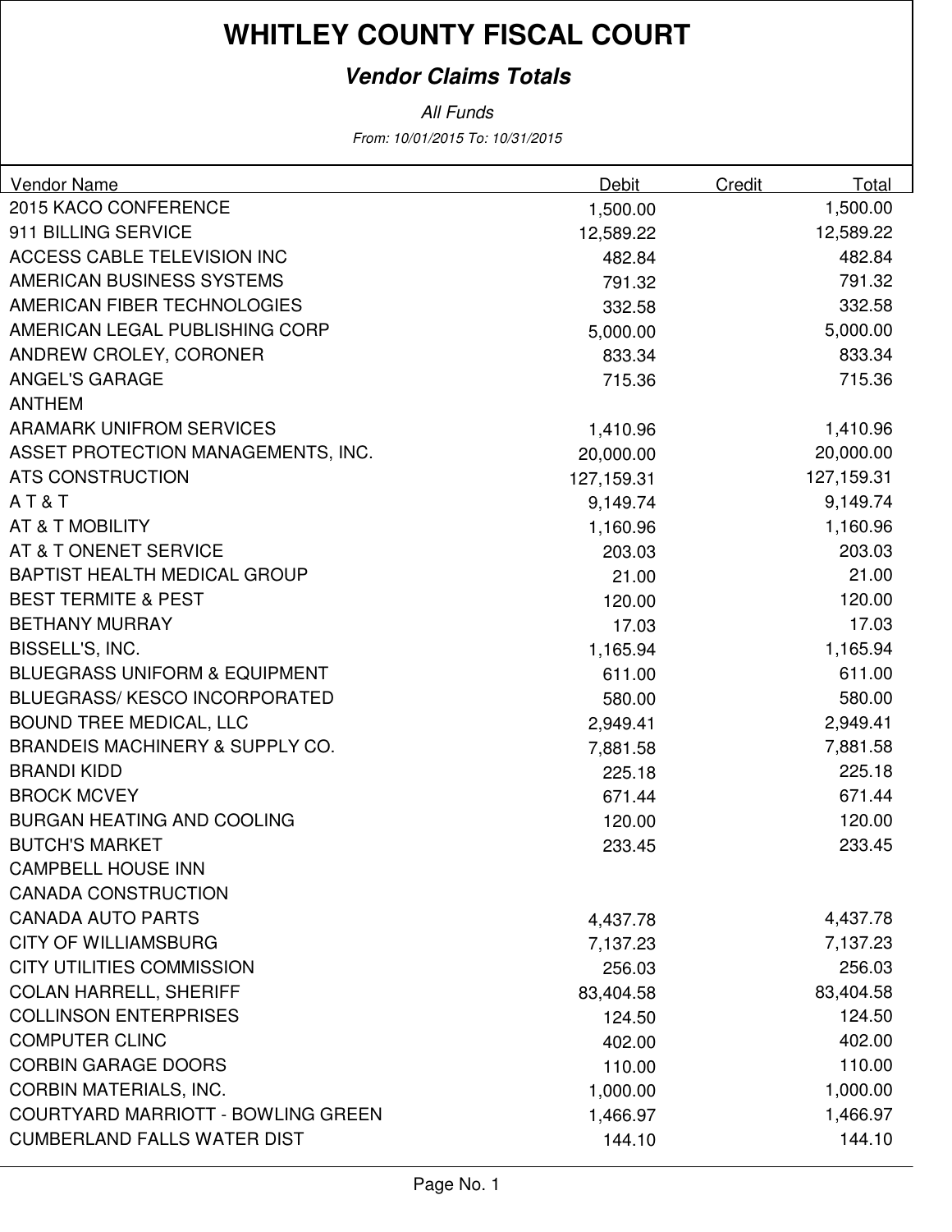# WHITLEY COUNTY FISCAL COURT

## *Vendor Claims Totals*

*All Funds*

*From: 10/01/2015 To: 10/31/2015*

| Vendor Name | Debit | Credit | Total |
|---|---|---|---|
| 2015 KACO CONFERENCE | 1,500.00 | | 1,500.00 |
| 911 BILLING SERVICE | 12,589.22 | | 12,589.22 |
| ACCESS CABLE TELEVISION INC | 482.84 | | 482.84 |
| AMERICAN BUSINESS SYSTEMS | 791.32 | | 791.32 |
| AMERICAN FIBER TECHNOLOGIES | 332.58 | | 332.58 |
| AMERICAN LEGAL PUBLISHING CORP | 5,000.00 | | 5,000.00 |
| ANDREW CROLEY, CORONER | 833.34 | | 833.34 |
| ANGEL'S GARAGE | 715.36 | | 715.36 |
| ANTHEM | | | |
| ARAMARK UNIFROM SERVICES | 1,410.96 | | 1,410.96 |
| ASSET PROTECTION MANAGEMENTS, INC. | 20,000.00 | | 20,000.00 |
| ATS CONSTRUCTION | 127,159.31 | | 127,159.31 |
| A T & T | 9,149.74 | | 9,149.74 |
| AT & T MOBILITY | 1,160.96 | | 1,160.96 |
| AT & T ONENET SERVICE | 203.03 | | 203.03 |
| BAPTIST HEALTH MEDICAL GROUP | 21.00 | | 21.00 |
| BEST TERMITE & PEST | 120.00 | | 120.00 |
| BETHANY MURRAY | 17.03 | | 17.03 |
| BISSELL'S, INC. | 1,165.94 | | 1,165.94 |
| BLUEGRASS UNIFORM & EQUIPMENT | 611.00 | | 611.00 |
| BLUEGRASS/ KESCO INCORPORATED | 580.00 | | 580.00 |
| BOUND TREE MEDICAL, LLC | 2,949.41 | | 2,949.41 |
| BRANDEIS MACHINERY & SUPPLY CO. | 7,881.58 | | 7,881.58 |
| BRANDI KIDD | 225.18 | | 225.18 |
| BROCK MCVEY | 671.44 | | 671.44 |
| BURGAN HEATING AND COOLING | 120.00 | | 120.00 |
| BUTCH'S MARKET | 233.45 | | 233.45 |
| CAMPBELL HOUSE INN | | | |
| CANADA CONSTRUCTION | | | |
| CANADA AUTO PARTS | 4,437.78 | | 4,437.78 |
| CITY OF WILLIAMSBURG | 7,137.23 | | 7,137.23 |
| CITY UTILITIES COMMISSION | 256.03 | | 256.03 |
| COLAN HARRELL, SHERIFF | 83,404.58 | | 83,404.58 |
| COLLINSON ENTERPRISES | 124.50 | | 124.50 |
| COMPUTER CLINC | 402.00 | | 402.00 |
| CORBIN GARAGE DOORS | 110.00 | | 110.00 |
| CORBIN MATERIALS, INC. | 1,000.00 | | 1,000.00 |
| COURTYARD MARRIOTT - BOWLING GREEN | 1,466.97 | | 1,466.97 |
| CUMBERLAND FALLS WATER DIST | 144.10 | | 144.10 |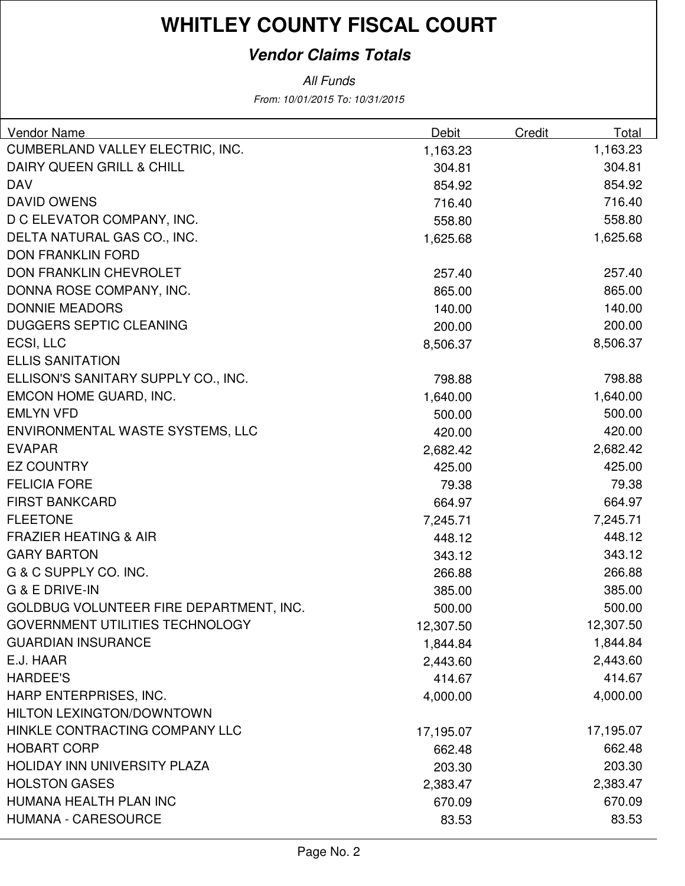# WHITLEY COUNTY FISCAL COURT

## *Vendor Claims Totals*

*All Funds*

*From: 10/01/2015 To: 10/31/2015*

| Vendor Name | Debit | Credit | Total |
|---|---|---|---|
| CUMBERLAND VALLEY ELECTRIC, INC. | 1,163.23 | | 1,163.23 |
| DAIRY QUEEN GRILL & CHILL | 304.81 | | 304.81 |
| DAV | 854.92 | | 854.92 |
| DAVID OWENS | 716.40 | | 716.40 |
| D C ELEVATOR COMPANY, INC. | 558.80 | | 558.80 |
| DELTA NATURAL GAS CO., INC. | 1,625.68 | | 1,625.68 |
| DON FRANKLIN FORD | | | |
| DON FRANKLIN CHEVROLET | 257.40 | | 257.40 |
| DONNA ROSE COMPANY, INC. | 865.00 | | 865.00 |
| DONNIE MEADORS | 140.00 | | 140.00 |
| DUGGERS SEPTIC CLEANING | 200.00 | | 200.00 |
| ECSI, LLC | 8,506.37 | | 8,506.37 |
| ELLIS SANITATION | | | |
| ELLISON'S SANITARY SUPPLY CO., INC. | 798.88 | | 798.88 |
| EMCON HOME GUARD, INC. | 1,640.00 | | 1,640.00 |
| EMLYN VFD | 500.00 | | 500.00 |
| ENVIRONMENTAL WASTE SYSTEMS, LLC | 420.00 | | 420.00 |
| EVAPAR | 2,682.42 | | 2,682.42 |
| EZ COUNTRY | 425.00 | | 425.00 |
| FELICIA FORE | 79.38 | | 79.38 |
| FIRST BANKCARD | 664.97 | | 664.97 |
| FLEETONE | 7,245.71 | | 7,245.71 |
| FRAZIER HEATING & AIR | 448.12 | | 448.12 |
| GARY BARTON | 343.12 | | 343.12 |
| G & C SUPPLY CO. INC. | 266.88 | | 266.88 |
| G & E DRIVE-IN | 385.00 | | 385.00 |
| GOLDBUG VOLUNTEER FIRE DEPARTMENT, INC. | 500.00 | | 500.00 |
| GOVERNMENT UTILITIES TECHNOLOGY | 12,307.50 | | 12,307.50 |
| GUARDIAN INSURANCE | 1,844.84 | | 1,844.84 |
| E.J. HAAR | 2,443.60 | | 2,443.60 |
| HARDEE'S | 414.67 | | 414.67 |
| HARP ENTERPRISES, INC. | 4,000.00 | | 4,000.00 |
| HILTON LEXINGTON/DOWNTOWN | | | |
| HINKLE CONTRACTING COMPANY LLC | 17,195.07 | | 17,195.07 |
| HOBART CORP | 662.48 | | 662.48 |
| HOLIDAY INN UNIVERSITY PLAZA | 203.30 | | 203.30 |
| HOLSTON GASES | 2,383.47 | | 2,383.47 |
| HUMANA HEALTH PLAN INC | 670.09 | | 670.09 |
| HUMANA - CARESOURCE | 83.53 | | 83.53 |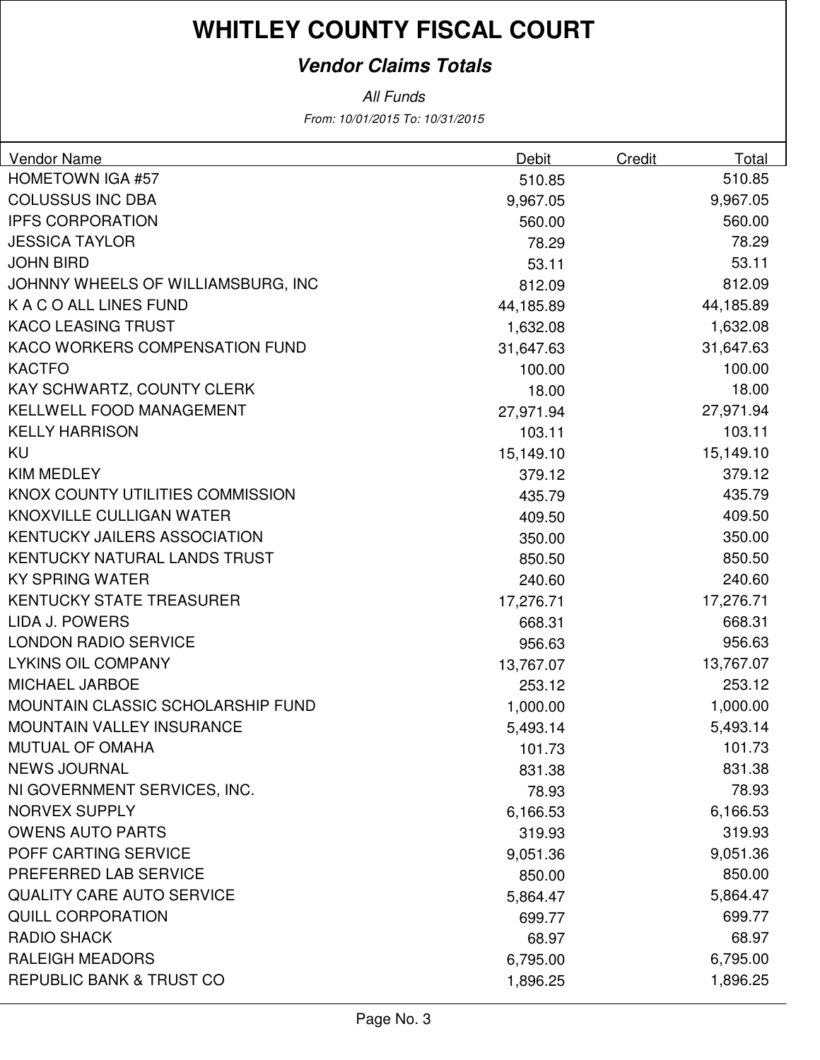# WHITLEY COUNTY FISCAL COURT

## *Vendor Claims Totals*

*All Funds*

*From: 10/01/2015 To: 10/31/2015*

| Vendor Name | Debit | Credit | Total |
|---|---|---|---|
| HOMETOWN IGA #57 | 510.85 | | 510.85 |
| COLUSSUS INC DBA | 9,967.05 | | 9,967.05 |
| IPFS CORPORATION | 560.00 | | 560.00 |
| JESSICA TAYLOR | 78.29 | | 78.29 |
| JOHN BIRD | 53.11 | | 53.11 |
| JOHNNY WHEELS OF WILLIAMSBURG, INC | 812.09 | | 812.09 |
| K A C O ALL LINES FUND | 44,185.89 | | 44,185.89 |
| KACO LEASING TRUST | 1,632.08 | | 1,632.08 |
| KACO WORKERS COMPENSATION FUND | 31,647.63 | | 31,647.63 |
| KACTFO | 100.00 | | 100.00 |
| KAY SCHWARTZ, COUNTY CLERK | 18.00 | | 18.00 |
| KELLWELL FOOD MANAGEMENT | 27,971.94 | | 27,971.94 |
| KELLY HARRISON | 103.11 | | 103.11 |
| KU | 15,149.10 | | 15,149.10 |
| KIM MEDLEY | 379.12 | | 379.12 |
| KNOX COUNTY UTILITIES COMMISSION | 435.79 | | 435.79 |
| KNOXVILLE CULLIGAN WATER | 409.50 | | 409.50 |
| KENTUCKY JAILERS ASSOCIATION | 350.00 | | 350.00 |
| KENTUCKY NATURAL LANDS TRUST | 850.50 | | 850.50 |
| KY SPRING WATER | 240.60 | | 240.60 |
| KENTUCKY STATE TREASURER | 17,276.71 | | 17,276.71 |
| LIDA J. POWERS | 668.31 | | 668.31 |
| LONDON RADIO SERVICE | 956.63 | | 956.63 |
| LYKINS OIL COMPANY | 13,767.07 | | 13,767.07 |
| MICHAEL JARBOE | 253.12 | | 253.12 |
| MOUNTAIN CLASSIC SCHOLARSHIP FUND | 1,000.00 | | 1,000.00 |
| MOUNTAIN VALLEY INSURANCE | 5,493.14 | | 5,493.14 |
| MUTUAL OF OMAHA | 101.73 | | 101.73 |
| NEWS JOURNAL | 831.38 | | 831.38 |
| NI GOVERNMENT SERVICES, INC. | 78.93 | | 78.93 |
| NORVEX SUPPLY | 6,166.53 | | 6,166.53 |
| OWENS AUTO PARTS | 319.93 | | 319.93 |
| POFF CARTING SERVICE | 9,051.36 | | 9,051.36 |
| PREFERRED LAB SERVICE | 850.00 | | 850.00 |
| QUALITY CARE AUTO SERVICE | 5,864.47 | | 5,864.47 |
| QUILL CORPORATION | 699.77 | | 699.77 |
| RADIO SHACK | 68.97 | | 68.97 |
| RALEIGH MEADORS | 6,795.00 | | 6,795.00 |
| REPUBLIC BANK & TRUST CO | 1,896.25 | | 1,896.25 |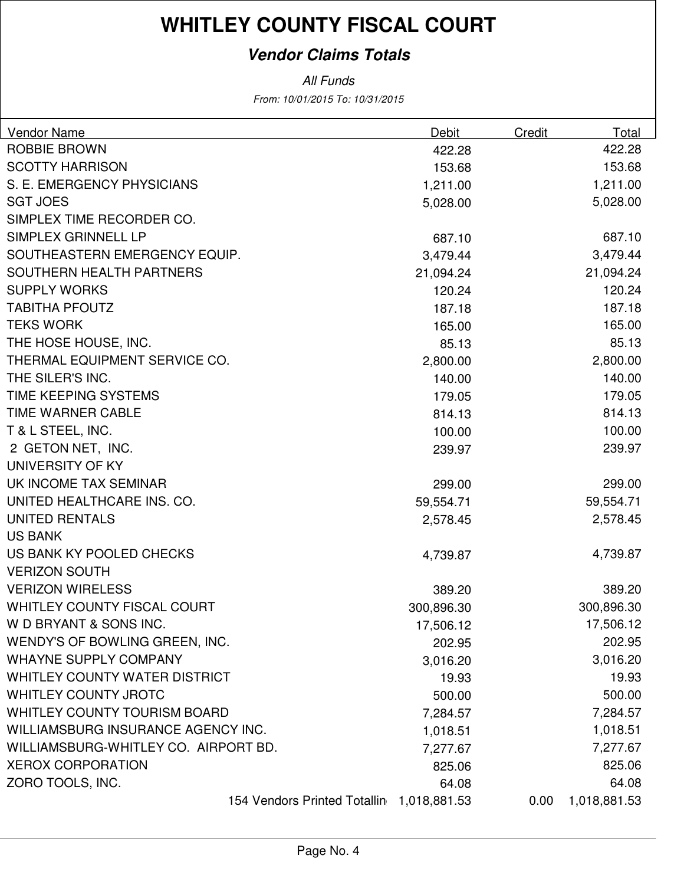# WHITLEY COUNTY FISCAL COURT

## *Vendor Claims Totals*

*All Funds*

*From: 10/01/2015 To: 10/31/2015*

| Vendor Name | Debit | Credit | Total |
|---|---|---|---|
| ROBBIE BROWN | 422.28 | | 422.28 |
| SCOTTY HARRISON | 153.68 | | 153.68 |
| S. E. EMERGENCY PHYSICIANS | 1,211.00 | | 1,211.00 |
| SGT JOES | 5,028.00 | | 5,028.00 |
| SIMPLEX TIME RECORDER CO. | | | |
| SIMPLEX GRINNELL LP | 687.10 | | 687.10 |
| SOUTHEASTERN EMERGENCY EQUIP. | 3,479.44 | | 3,479.44 |
| SOUTHERN HEALTH PARTNERS | 21,094.24 | | 21,094.24 |
| SUPPLY WORKS | 120.24 | | 120.24 |
| TABITHA PFOUTZ | 187.18 | | 187.18 |
| TEKS WORK | 165.00 | | 165.00 |
| THE HOSE HOUSE, INC. | 85.13 | | 85.13 |
| THERMAL EQUIPMENT SERVICE CO. | 2,800.00 | | 2,800.00 |
| THE SILER'S INC. | 140.00 | | 140.00 |
| TIME KEEPING SYSTEMS | 179.05 | | 179.05 |
| TIME WARNER CABLE | 814.13 | | 814.13 |
| T & L STEEL, INC. | 100.00 | | 100.00 |
| 2 GETON NET, INC. | 239.97 | | 239.97 |
| UNIVERSITY OF KY | | | |
| UK INCOME TAX SEMINAR | 299.00 | | 299.00 |
| UNITED HEALTHCARE INS. CO. | 59,554.71 | | 59,554.71 |
| UNITED RENTALS | 2,578.45 | | 2,578.45 |
| US BANK | | | |
| US BANK KY POOLED CHECKS | 4,739.87 | | 4,739.87 |
| VERIZON SOUTH | | | |
| VERIZON WIRELESS | 389.20 | | 389.20 |
| WHITLEY COUNTY FISCAL COURT | 300,896.30 | | 300,896.30 |
| W D BRYANT & SONS INC. | 17,506.12 | | 17,506.12 |
| WENDY'S OF BOWLING GREEN, INC. | 202.95 | | 202.95 |
| WHAYNE SUPPLY COMPANY | 3,016.20 | | 3,016.20 |
| WHITLEY COUNTY WATER DISTRICT | 19.93 | | 19.93 |
| WHITLEY COUNTY JROTC | 500.00 | | 500.00 |
| WHITLEY COUNTY TOURISM BOARD | 7,284.57 | | 7,284.57 |
| WILLIAMSBURG INSURANCE AGENCY INC. | 1,018.51 | | 1,018.51 |
| WILLIAMSBURG-WHITLEY CO. AIRPORT BD. | 7,277.67 | | 7,277.67 |
| XEROX CORPORATION | 825.06 | | 825.06 |
| ZORO TOOLS, INC. | 64.08 | | 64.08 |
| 154 Vendors Printed Totallin | 1,018,881.53 | 0.00 | 1,018,881.53 |